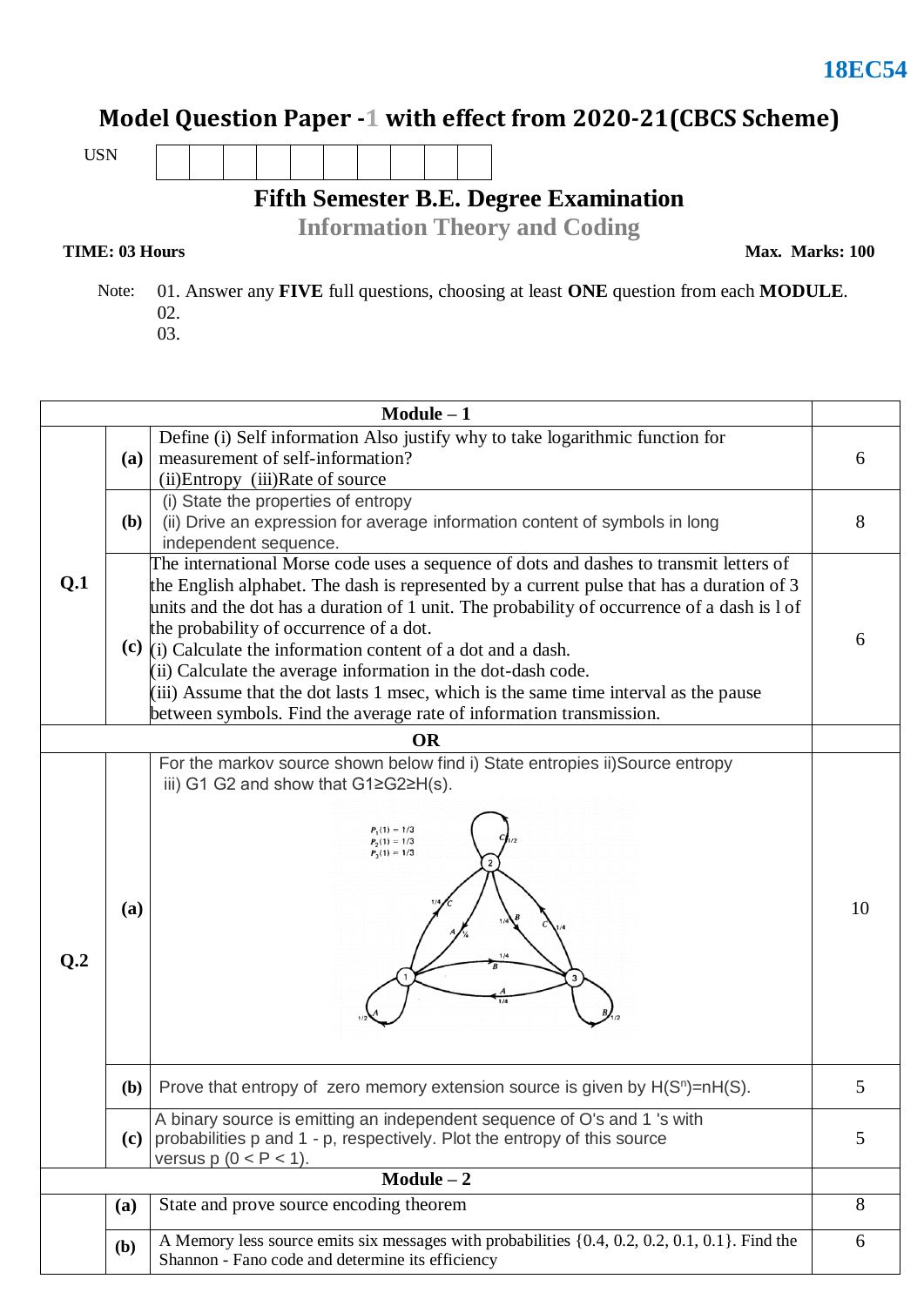**18EC54**

# Model Question Paper -1 with effect from 2020-21(CBCS Scheme)

USN | | | | | | | | | | |

## Fifth Semester B.E. Degree Examination

## Information Theory and Coding

**TIME: 03 Hours** **Max. Marks: 100**

Note: 01. Answer any **FIVE** full questions, choosing at least **ONE** question from each **MODULE**.
02.
03.

| | | **Module – 1** | |
|---|---|---|---|
| **Q.1** | **(a)** | Define (i) Self information Also justify why to take logarithmic function for measurement of self-information? (ii)Entropy (iii)Rate of source | 6 |
| | **(b)** | (i) State the properties of entropy (ii) Drive an expression for average information content of symbols in long independent sequence. | 8 |
| | **(c)** | The international Morse code uses a sequence of dots and dashes to transmit letters of the English alphabet. The dash is represented by a current pulse that has a duration of 3 units and the dot has a duration of 1 unit. The probability of occurrence of a dash is l of the probability of occurrence of a dot. (i) Calculate the information content of a dot and a dash. (ii) Calculate the average information in the dot-dash code. (iii) Assume that the dot lasts 1 msec, which is the same time interval as the pause between symbols. Find the average rate of information transmission. | 6 |
| | | **OR** | |
| **Q.2** | **(a)** | For the markov source shown below find i) State entropies ii)Source entropy iii) G1 G2 and show that G1≥G2≥H(s). $P_1(1) = 1/3$, $P_2(1) = 1/3$, $P_3(1) = 1/3$ | 10 |
| | **(b)** | Prove that entropy of zero memory extension source is given by $H(S^n)=nH(S)$. | 5 |
| | **(c)** | A binary source is emitting an independent sequence of O's and 1 's with probabilities p and 1 - p, respectively. Plot the entropy of this source versus p (0 < P < 1). | 5 |
| | | **Module – 2** | |
| | **(a)** | State and prove source encoding theorem | 8 |
| | **(b)** | A Memory less source emits six messages with probabilities {0.4, 0.2, 0.2, 0.1, 0.1}. Find the Shannon - Fano code and determine its efficiency | 6 |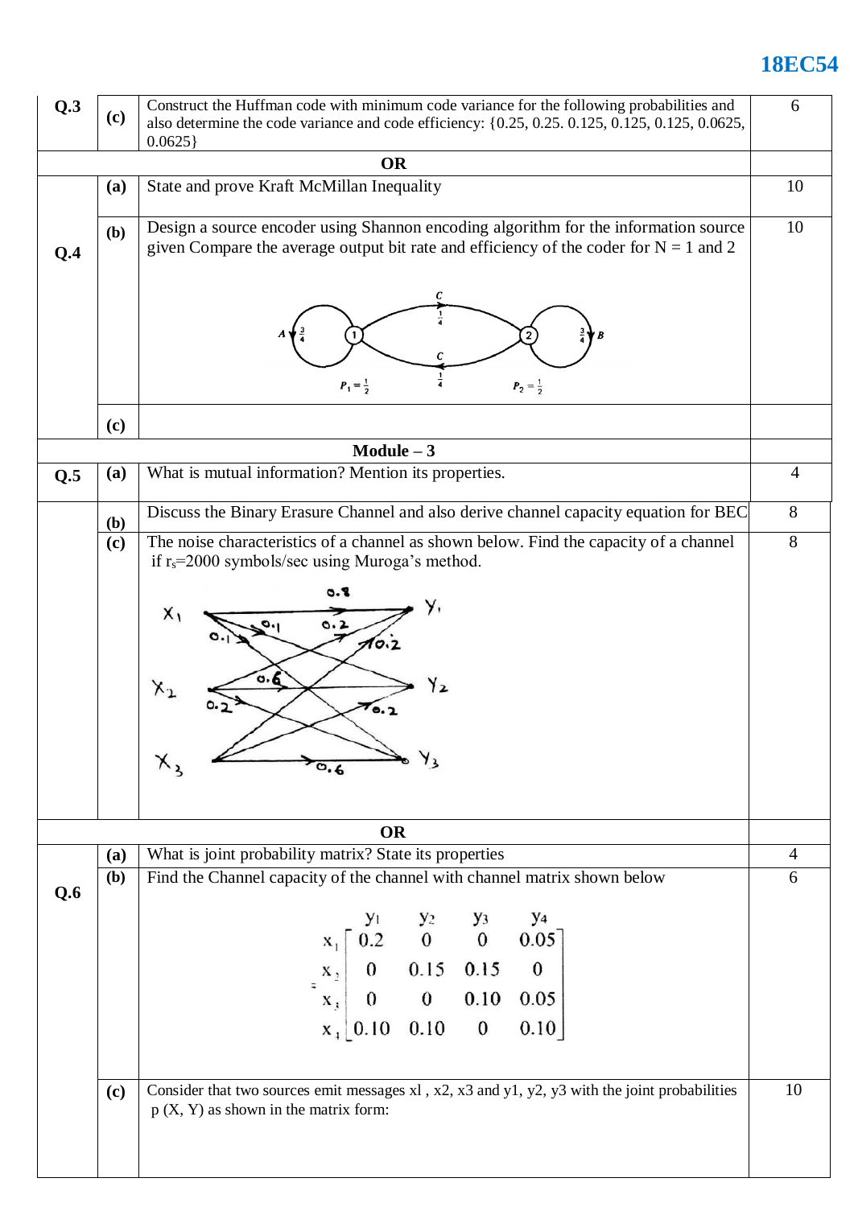| Q.3 | (c) | Construct the Huffman code with minimum code variance for the following probabilities and also determine the code variance and code efficiency: {0.25, 0.25. 0.125, 0.125, 0.125, 0.0625, 0.0625} | 6 |
|---|---|---|---|
| | | **OR** | |
| Q.4 | (a) | State and prove Kraft McMillan Inequality | 10 |
| | (b) | Design a source encoder using Shannon encoding algorithm for the information source given Compare the average output bit rate and efficiency of the coder for N = 1 and 2 | 10 |
| | (c) | | |
| | | **Module – 3** | |
| Q.5 | (a) | What is mutual information? Mention its properties. | 4 |
| | (b) | Discuss the Binary Erasure Channel and also derive channel capacity equation for BEC | 8 |
| | (c) | The noise characteristics of a channel as shown below. Find the capacity of a channel if $r_s$=2000 symbols/sec using Muroga's method. | 8 |
| | | **OR** | |
| Q.6 | (a) | What is joint probability matrix? State its properties | 4 |
| | (b) | Find the Channel capacity of the channel with channel matrix shown below | 6 |
| | (c) | Consider that two sources emit messages xl , x2, x3 and y1, y2, y3 with the joint probabilities p (X, Y) as shown in the matrix form: | 10 |

Q.4 (b) state diagram: states 1 and 2 with $P_1 = \frac{1}{2}$, $P_2 = \frac{1}{2}$; self-loop on state 1 emitting A with probability $\frac{3}{4}$; self-loop on state 2 emitting B with probability $\frac{3}{4}$; transitions 1→2 and 2→1 emitting C with probability $\frac{1}{4}$ each.

Q.5 (c) channel diagram: $X_1 \to Y_1$: 0.8, $X_1 \to Y_2$: 0.1, $X_1 \to Y_3$: 0.1; $X_2 \to Y_1$: 0.2, $X_2 \to Y_2$: 0.6, $X_2 \to Y_3$: 0.2; $X_3 \to Y_1$: 0.2, $X_3 \to Y_2$: 0.2, $X_3 \to Y_3$: 0.6.

Q.6 (b) channel matrix:

$$
\begin{array}{c|cccc}
 & y_1 & y_2 & y_3 & y_4 \\
\hline
x_1 & 0.2 & 0 & 0 & 0.05 \\
x_2 & 0 & 0.15 & 0.15 & 0 \\
x_3 & 0 & 0 & 0.10 & 0.05 \\
x_4 & 0.10 & 0.10 & 0 & 0.10
\end{array}
$$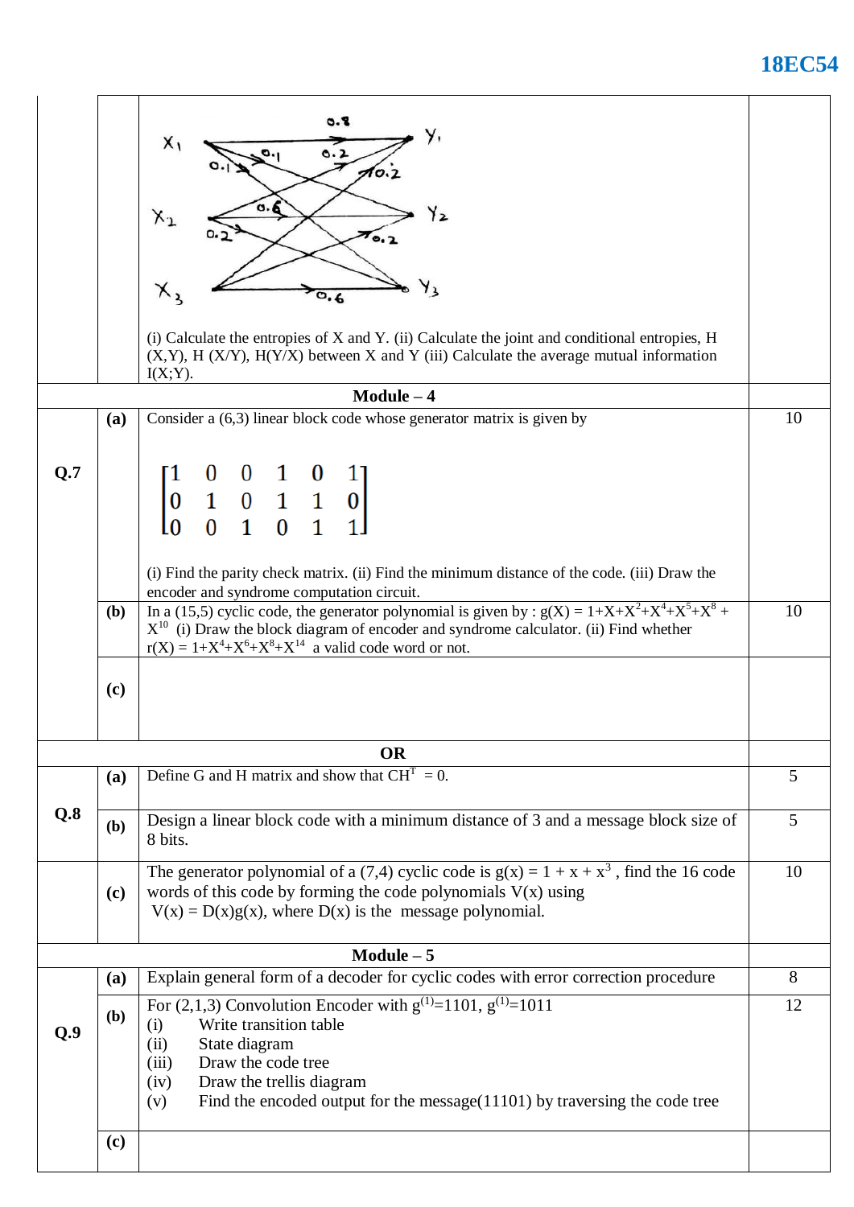| | | | |
|---|---|---|---|
| | | (Channel diagram: $X_1$, $X_2$, $X_3$ to $Y_1$, $Y_2$, $Y_3$ with transition probabilities 0.8, 0.1, 0.1, 0.2, 0.2, 0.6, 0.2, 0.2, 0.6)<br><br>(i) Calculate the entropies of X and Y. (ii) Calculate the joint and conditional entropies, H (X,Y), H (X/Y), H(Y/X) between X and Y (iii) Calculate the average mutual information I(X;Y). | |
| | | **Module – 4** | |
| **Q.7** | **(a)** | Consider a (6,3) linear block code whose generator matrix is given by<br><br>$$\begin{bmatrix} 1 & 0 & 0 & 1 & 0 & 1 \\ 0 & 1 & 0 & 1 & 1 & 0 \\ 0 & 0 & 1 & 0 & 1 & 1 \end{bmatrix}$$<br><br>(i) Find the parity check matrix. (ii) Find the minimum distance of the code. (iii) Draw the encoder and syndrome computation circuit. | 10 |
| | **(b)** | In a (15,5) cyclic code, the generator polynomial is given by : $g(X) = 1+X+X^2+X^4+X^5+X^8+X^{10}$ (i) Draw the block diagram of encoder and syndrome calculator. (ii) Find whether $r(X) = 1+X^4+X^6+X^8+X^{14}$ a valid code word or not. | 10 |
| | **(c)** | | |
| | | **OR** | |
| **Q.8** | **(a)** | Define G and H matrix and show that $CH^T = 0$. | 5 |
| | **(b)** | Design a linear block code with a minimum distance of 3 and a message block size of 8 bits. | 5 |
| | **(c)** | The generator polynomial of a (7,4) cyclic code is $g(x) = 1 + x + x^3$ , find the 16 code words of this code by forming the code polynomials V(x) using $V(x) = D(x)g(x)$, where D(x) is the message polynomial. | 10 |
| | | **Module – 5** | |
| **Q.9** | **(a)** | Explain general form of a decoder for cyclic codes with error correction procedure | 8 |
| | **(b)** | For (2,1,3) Convolution Encoder with $g^{(1)}$=1101, $g^{(1)}$=1011<br>(i) Write transition table<br>(ii) State diagram<br>(iii) Draw the code tree<br>(iv) Draw the trellis diagram<br>(v) Find the encoded output for the message(11101) by traversing the code tree | 12 |
| | **(c)** | | |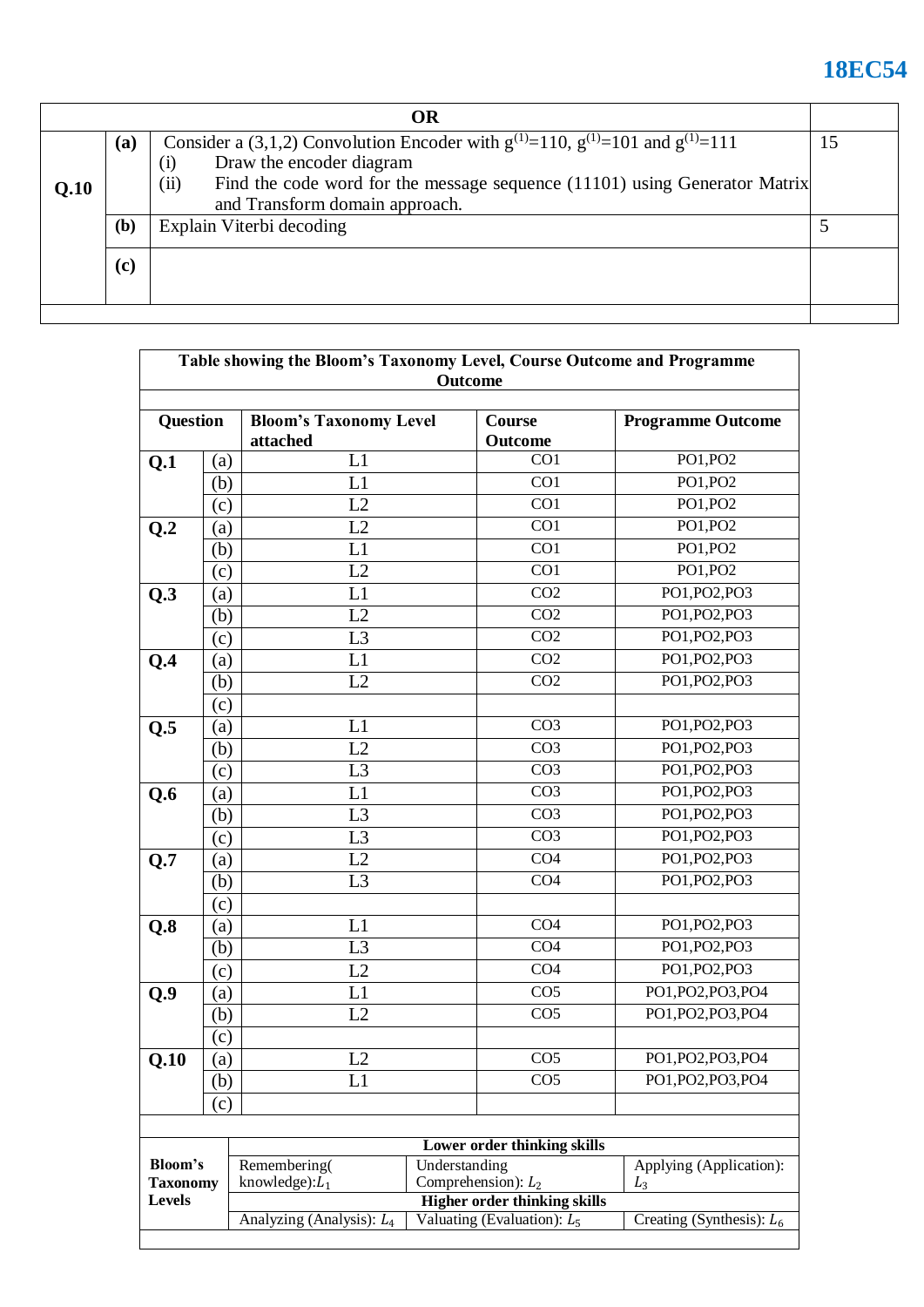| OR | | | |
|---|---|---|---|
| **Q.10** | **(a)** | Consider a (3,1,2) Convolution Encoder with $g^{(1)}$=110, $g^{(1)}$=101 and $g^{(1)}$=111<br>(i) Draw the encoder diagram<br>(ii) Find the code word for the message sequence (11101) using Generator Matrix and Transform domain approach. | 15 |
| | **(b)** | Explain Viterbi decoding | 5 |
| | **(c)** | | |

**Table showing the Bloom's Taxonomy Level, Course Outcome and Programme Outcome**

| Question | | Bloom's Taxonomy Level attached | Course Outcome | Programme Outcome |
|---|---|---|---|---|
| **Q.1** | (a) | L1 | CO1 | PO1,PO2 |
| | (b) | L1 | CO1 | PO1,PO2 |
| | (c) | L2 | CO1 | PO1,PO2 |
| **Q.2** | (a) | L2 | CO1 | PO1,PO2 |
| | (b) | L1 | CO1 | PO1,PO2 |
| | (c) | L2 | CO1 | PO1,PO2 |
| **Q.3** | (a) | L1 | CO2 | PO1,PO2,PO3 |
| | (b) | L2 | CO2 | PO1,PO2,PO3 |
| | (c) | L3 | CO2 | PO1,PO2,PO3 |
| **Q.4** | (a) | L1 | CO2 | PO1,PO2,PO3 |
| | (b) | L2 | CO2 | PO1,PO2,PO3 |
| | (c) | | | |
| **Q.5** | (a) | L1 | CO3 | PO1,PO2,PO3 |
| | (b) | L2 | CO3 | PO1,PO2,PO3 |
| | (c) | L3 | CO3 | PO1,PO2,PO3 |
| **Q.6** | (a) | L1 | CO3 | PO1,PO2,PO3 |
| | (b) | L3 | CO3 | PO1,PO2,PO3 |
| | (c) | L3 | CO3 | PO1,PO2,PO3 |
| **Q.7** | (a) | L2 | CO4 | PO1,PO2,PO3 |
| | (b) | L3 | CO4 | PO1,PO2,PO3 |
| | (c) | | | |
| **Q.8** | (a) | L1 | CO4 | PO1,PO2,PO3 |
| | (b) | L3 | CO4 | PO1,PO2,PO3 |
| | (c) | L2 | CO4 | PO1,PO2,PO3 |
| **Q.9** | (a) | L1 | CO5 | PO1,PO2,PO3,PO4 |
| | (b) | L2 | CO5 | PO1,PO2,PO3,PO4 |
| | (c) | | | |
| **Q.10** | (a) | L2 | CO5 | PO1,PO2,PO3,PO4 |
| | (b) | L1 | CO5 | PO1,PO2,PO3,PO4 |
| | (c) | | | |

| **Bloom's Taxonomy Levels** | **Lower order thinking skills** | | |
|---|---|---|---|
| | Remembering( knowledge): $L_1$ | Understanding Comprehension): $L_2$ | Applying (Application): $L_3$ |
| | **Higher order thinking skills** | | |
| | Analyzing (Analysis): $L_4$ | Valuating (Evaluation): $L_5$ | Creating (Synthesis): $L_6$ |